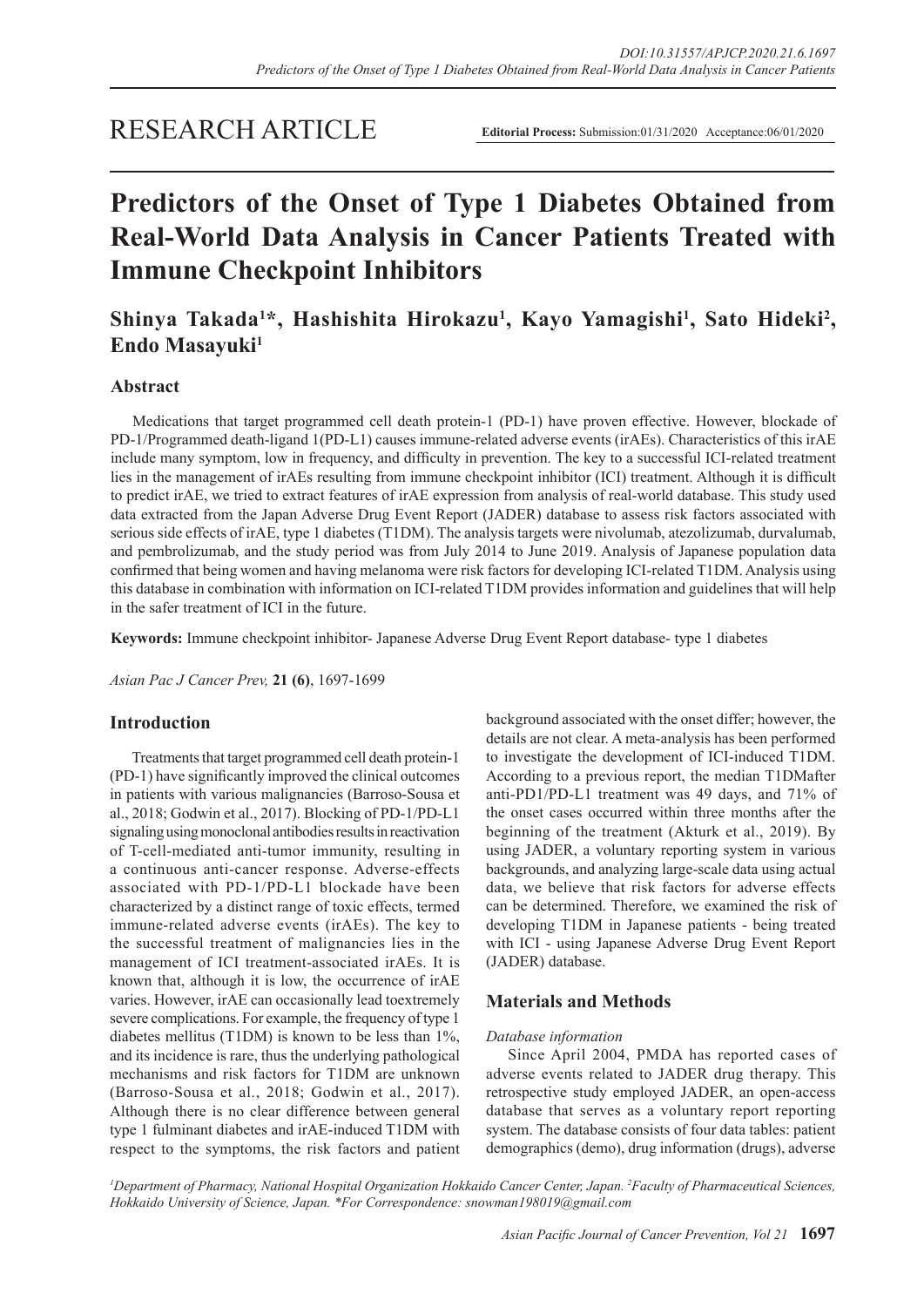RESEARCH ARTICLE

**Editorial Process:** Submission:01/31/2020 Acceptance:06/01/2020

# Predictors of the Onset of Type 1 Diabetes Obtained from Real-World Data Analysis in Cancer Patients Treated with Immune Checkpoint Inhibitors

**Shinya Takada[1]*, Hashishita Hirokazu[1], Kayo Yamagishi[1], Sato Hideki[2], Endo Masayuki[1]**

## Abstract

Medications that target programmed cell death protein-1 (PD-1) have proven effective. However, blockade of PD-1/Programmed death-ligand 1(PD-L1) causes immune-related adverse events (irAEs). Characteristics of this irAE include many symptom, low in frequency, and difficulty in prevention. The key to a successful ICI-related treatment lies in the management of irAEs resulting from immune checkpoint inhibitor (ICI) treatment. Although it is difficult to predict irAE, we tried to extract features of irAE expression from analysis of real-world database. This study used data extracted from the Japan Adverse Drug Event Report (JADER) database to assess risk factors associated with serious side effects of irAE, type 1 diabetes (T1DM). The analysis targets were nivolumab, atezolizumab, durvalumab, and pembrolizumab, and the study period was from July 2014 to June 2019. Analysis of Japanese population data confirmed that being women and having melanoma were risk factors for developing ICI-related T1DM. Analysis using this database in combination with information on ICI-related T1DM provides information and guidelines that will help in the safer treatment of ICI in the future.

**Keywords:** Immune checkpoint inhibitor- Japanese Adverse Drug Event Report database- type 1 diabetes

*Asian Pac J Cancer Prev,* **21 (6)**, 1697-1699

## Introduction

Treatments that target programmed cell death protein-1 (PD-1) have significantly improved the clinical outcomes in patients with various malignancies (Barroso-Sousa et al., 2018; Godwin et al., 2017). Blocking of PD-1/PD-L1 signaling using monoclonal antibodies results in reactivation of T-cell-mediated anti-tumor immunity, resulting in a continuous anti-cancer response. Adverse-effects associated with PD-1/PD-L1 blockade have been characterized by a distinct range of toxic effects, termed immune-related adverse events (irAEs). The key to the successful treatment of malignancies lies in the management of ICI treatment-associated irAEs. It is known that, although it is low, the occurrence of irAE varies. However, irAE can occasionally lead toextremely severe complications. For example, the frequency of type 1 diabetes mellitus (T1DM) is known to be less than 1%, and its incidence is rare, thus the underlying pathological mechanisms and risk factors for T1DM are unknown (Barroso-Sousa et al., 2018; Godwin et al., 2017). Although there is no clear difference between general type 1 fulminant diabetes and irAE-induced T1DM with respect to the symptoms, the risk factors and patient background associated with the onset differ; however, the details are not clear. A meta-analysis has been performed to investigate the development of ICI-induced T1DM. According to a previous report, the median T1DMafter anti-PD1/PD-L1 treatment was 49 days, and 71% of the onset cases occurred within three months after the beginning of the treatment (Akturk et al., 2019). By using JADER, a voluntary reporting system in various backgrounds, and analyzing large-scale data using actual data, we believe that risk factors for adverse effects can be determined. Therefore, we examined the risk of developing T1DM in Japanese patients - being treated with ICI - using Japanese Adverse Drug Event Report (JADER) database.

## Materials and Methods

### *Database information*

Since April 2004, PMDA has reported cases of adverse events related to JADER drug therapy. This retrospective study employed JADER, an open-access database that serves as a voluntary report reporting system. The database consists of four data tables: patient demographics (demo), drug information (drugs), adverse

[1]*Department of Pharmacy, National Hospital Organization Hokkaido Cancer Center, Japan.* [2]*Faculty of Pharmaceutical Sciences, Hokkaido University of Science, Japan.* *\*For Correspondence: snowman198019@gmail.com*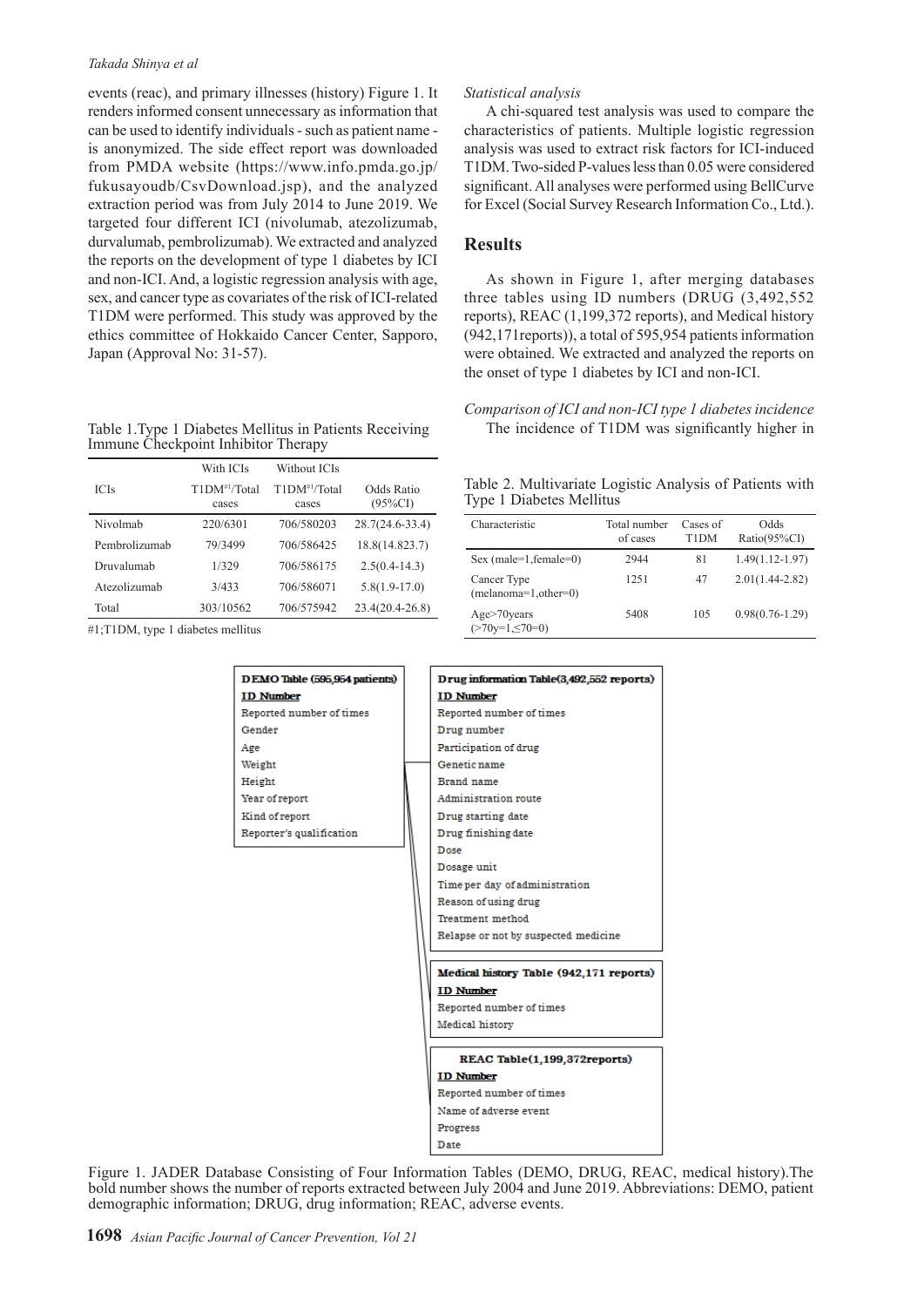events (reac), and primary illnesses (history) Figure 1. It renders informed consent unnecessary as information that can be used to identify individuals - such as patient name - is anonymized. The side effect report was downloaded from PMDA website (https://www.info.pmda.go.jp/fukusayoudb/CsvDownload.jsp), and the analyzed extraction period was from July 2014 to June 2019. We targeted four different ICI (nivolumab, atezolizumab, durvalumab, pembrolizumab). We extracted and analyzed the reports on the development of type 1 diabetes by ICI and non-ICI. And, a logistic regression analysis with age, sex, and cancer type as covariates of the risk of ICI-related T1DM were performed. This study was approved by the ethics committee of Hokkaido Cancer Center, Sapporo, Japan (Approval No: 31-57).

Table 1.Type 1 Diabetes Mellitus in Patients Receiving Immune Checkpoint Inhibitor Therapy

| ICIs | With ICIs T1DM[#1]/Total cases | Without ICIs T1DM[#1]/Total cases | Odds Ratio (95%CI) |
|---|---|---|---|
| Nivolmab | 220/6301 | 706/580203 | 28.7(24.6-33.4) |
| Pembrolizumab | 79/3499 | 706/586425 | 18.8(14.823.7) |
| Druvalumab | 1/329 | 706/586175 | 2.5(0.4-14.3) |
| Atezolizumab | 3/433 | 706/586071 | 5.8(1.9-17.0) |
| Total | 303/10562 | 706/575942 | 23.4(20.4-26.8) |

#1;T1DM, type 1 diabetes mellitus

*Statistical analysis*

A chi-squared test analysis was used to compare the characteristics of patients. Multiple logistic regression analysis was used to extract risk factors for ICI-induced T1DM. Two-sided P-values less than 0.05 were considered significant. All analyses were performed using BellCurve for Excel (Social Survey Research Information Co., Ltd.).

## Results

As shown in Figure 1, after merging databases three tables using ID numbers (DRUG (3,492,552 reports), REAC (1,199,372 reports), and Medical history (942,171reports)), a total of 595,954 patients information were obtained. We extracted and analyzed the reports on the onset of type 1 diabetes by ICI and non-ICI.

*Comparison of ICI and non-ICI type 1 diabetes incidence*

The incidence of T1DM was significantly higher in

Table 2. Multivariate Logistic Analysis of Patients with Type 1 Diabetes Mellitus

| Characteristic | Total number of cases | Cases of T1DM | Odds Ratio(95%CI) |
|---|---|---|---|
| Sex (male=1,female=0) | 2944 | 81 | 1.49(1.12-1.97) |
| Cancer Type (melanoma=1,other=0) | 1251 | 47 | 2.01(1.44-2.82) |
| Age>70years (>70y=1,≤70=0) | 5408 | 105 | 0.98(0.76-1.29) |

**DEMO Table (595,954 patients)**
**ID Number**
Reported number of times
Gender
Age
Weight
Height
Year of report
Kind of report
Reporter's qualification

**Drug information Table(3,492,552 reports)**
**ID Number**
Reported number of times
Drug number
Participation of drug
Genetic name
Brand name
Administration route
Drug starting date
Drug finishing date
Dose
Dosage unit
Time per day of administration
Reason of using drug
Treatment method
Relapse or not by suspected medicine

**Medical history Table (942,171 reports)**
**ID Number**
Reported number of times
Medical history

**REAC Table(1,199,372reports)**
**ID Number**
Reported number of times
Name of adverse event
Progress
Date

Figure 1. JADER Database Consisting of Four Information Tables (DEMO, DRUG, REAC, medical history).The bold number shows the number of reports extracted between July 2004 and June 2019. Abbreviations: DEMO, patient demographic information; DRUG, drug information; REAC, adverse events.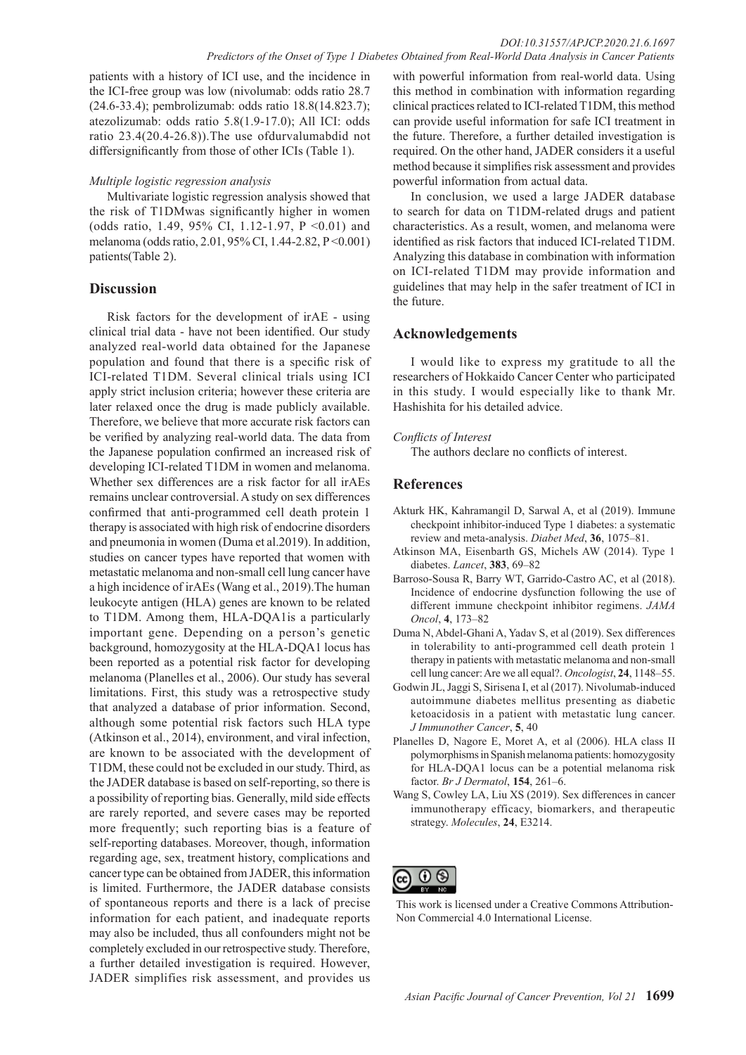patients with a history of ICI use, and the incidence in the ICI-free group was low (nivolumab: odds ratio 28.7 (24.6-33.4); pembrolizumab: odds ratio 18.8(14.823.7); atezolizumab: odds ratio 5.8(1.9-17.0); All ICI: odds ratio 23.4(20.4-26.8)).The use ofdurvalumabdid not differsignificantly from those of other ICIs (Table 1).

*Multiple logistic regression analysis*

Multivariate logistic regression analysis showed that the risk of T1DMwas significantly higher in women (odds ratio, 1.49, 95% CI, 1.12-1.97, P <0.01) and melanoma (odds ratio, 2.01, 95% CI, 1.44-2.82, P <0.001) patients(Table 2).

## Discussion

Risk factors for the development of irAE - using clinical trial data - have not been identified. Our study analyzed real-world data obtained for the Japanese population and found that there is a specific risk of ICI-related T1DM. Several clinical trials using ICI apply strict inclusion criteria; however these criteria are later relaxed once the drug is made publicly available. Therefore, we believe that more accurate risk factors can be verified by analyzing real-world data. The data from the Japanese population confirmed an increased risk of developing ICI-related T1DM in women and melanoma. Whether sex differences are a risk factor for all irAEs remains unclear controversial. A study on sex differences confirmed that anti-programmed cell death protein 1 therapy is associated with high risk of endocrine disorders and pneumonia in women (Duma et al.2019). In addition, studies on cancer types have reported that women with metastatic melanoma and non-small cell lung cancer have a high incidence of irAEs (Wang et al., 2019).The human leukocyte antigen (HLA) genes are known to be related to T1DM. Among them, HLA-DQA1is a particularly important gene. Depending on a person's genetic background, homozygosity at the HLA-DQA1 locus has been reported as a potential risk factor for developing melanoma (Planelles et al., 2006). Our study has several limitations. First, this study was a retrospective study that analyzed a database of prior information. Second, although some potential risk factors such HLA type (Atkinson et al., 2014), environment, and viral infection, are known to be associated with the development of T1DM, these could not be excluded in our study. Third, as the JADER database is based on self-reporting, so there is a possibility of reporting bias. Generally, mild side effects are rarely reported, and severe cases may be reported more frequently; such reporting bias is a feature of self-reporting databases. Moreover, though, information regarding age, sex, treatment history, complications and cancer type can be obtained from JADER, this information is limited. Furthermore, the JADER database consists of spontaneous reports and there is a lack of precise information for each patient, and inadequate reports may also be included, thus all confounders might not be completely excluded in our retrospective study. Therefore, a further detailed investigation is required. However, JADER simplifies risk assessment, and provides us with powerful information from real-world data. Using this method in combination with information regarding clinical practices related to ICI-related T1DM, this method can provide useful information for safe ICI treatment in the future. Therefore, a further detailed investigation is required. On the other hand, JADER considers it a useful method because it simplifies risk assessment and provides powerful information from actual data.

In conclusion, we used a large JADER database to search for data on T1DM-related drugs and patient characteristics. As a result, women, and melanoma were identified as risk factors that induced ICI-related T1DM. Analyzing this database in combination with information on ICI-related T1DM may provide information and guidelines that may help in the safer treatment of ICI in the future.

## Acknowledgements

I would like to express my gratitude to all the researchers of Hokkaido Cancer Center who participated in this study. I would especially like to thank Mr. Hashishita for his detailed advice.

*Conflicts of Interest*

The authors declare no conflicts of interest.

## References

Akturk HK, Kahramangil D, Sarwal A, et al (2019). Immune checkpoint inhibitor-induced Type 1 diabetes: a systematic review and meta-analysis. *Diabet Med*, **36**, 1075–81.

Atkinson MA, Eisenbarth GS, Michels AW (2014). Type 1 diabetes. *Lancet*, **383**, 69–82

Barroso-Sousa R, Barry WT, Garrido-Castro AC, et al (2018). Incidence of endocrine dysfunction following the use of different immune checkpoint inhibitor regimens. *JAMA Oncol*, **4**, 173–82

Duma N, Abdel-Ghani A, Yadav S, et al (2019). Sex differences in tolerability to anti-programmed cell death protein 1 therapy in patients with metastatic melanoma and non-small cell lung cancer: Are we all equal?. *Oncologist*, **24**, 1148–55.

Godwin JL, Jaggi S, Sirisena I, et al (2017). Nivolumab-induced autoimmune diabetes mellitus presenting as diabetic ketoacidosis in a patient with metastatic lung cancer. *J Immunother Cancer*, **5**, 40

Planelles D, Nagore E, Moret A, et al (2006). HLA class II polymorphisms in Spanish melanoma patients: homozygosity for HLA-DQA1 locus can be a potential melanoma risk factor. *Br J Dermatol*, **154**, 261–6.

Wang S, Cowley LA, Liu XS (2019). Sex differences in cancer immunotherapy efficacy, biomarkers, and therapeutic strategy. *Molecules*, **24**, E3214.

This work is licensed under a Creative Commons Attribution-Non Commercial 4.0 International License.